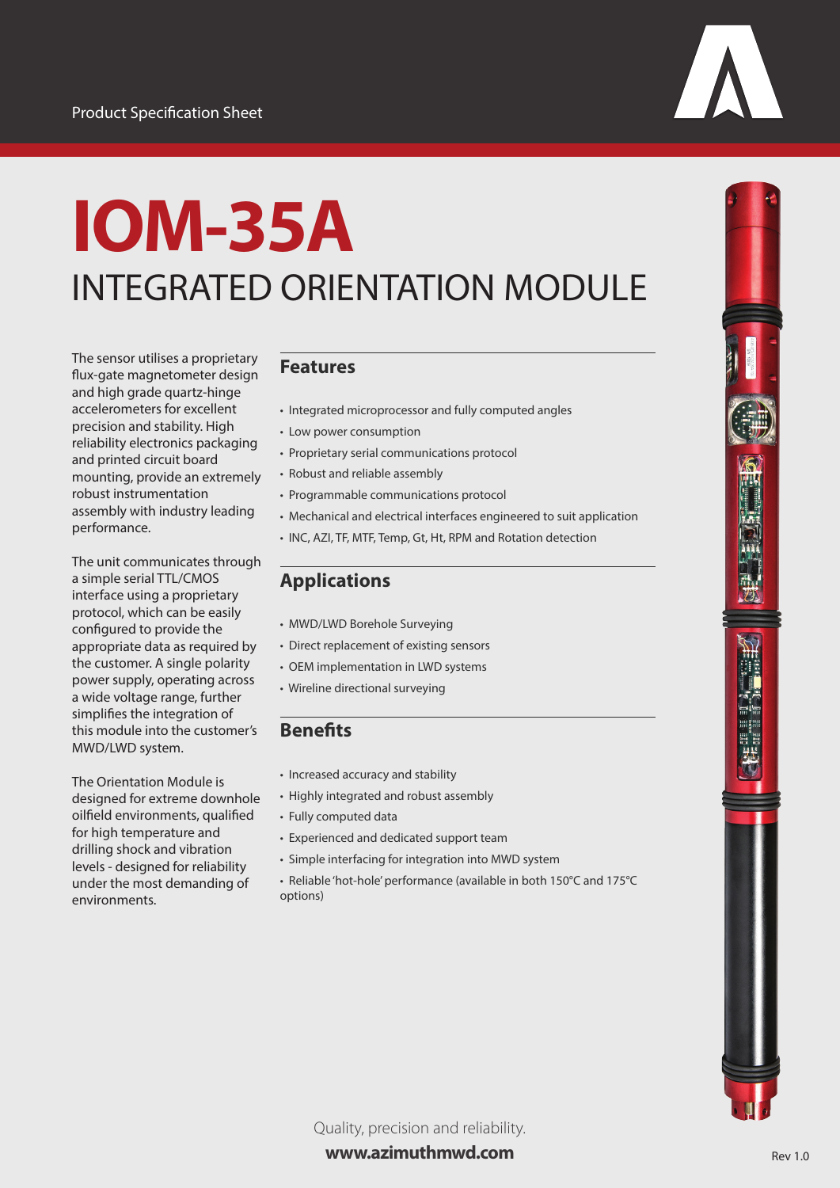Product Specification Sheet

# IOM-35A

## INTEGRATED ORIENTATION MODULE

The sensor utilises a proprietary flux-gate magnetometer design and high grade quartz-hinge accelerometers for excellent precision and stability. High reliability electronics packaging and printed circuit board mounting, provide an extremely robust instrumentation assembly with industry leading performance.

The unit communicates through a simple serial TTL/CMOS interface using a proprietary protocol, which can be easily configured to provide the appropriate data as required by the customer. A single polarity power supply, operating across a wide voltage range, further simplifies the integration of this module into the customer's MWD/LWD system.

The Orientation Module is designed for extreme downhole oilfield environments, qualified for high temperature and drilling shock and vibration levels - designed for reliability under the most demanding of environments.

### Features

- Integrated microprocessor and fully computed angles
- Low power consumption
- Proprietary serial communications protocol
- Robust and reliable assembly
- Programmable communications protocol
- Mechanical and electrical interfaces engineered to suit application
- INC, AZI, TF, MTF, Temp, Gt, Ht, RPM and Rotation detection

### Applications

- MWD/LWD Borehole Surveying
- Direct replacement of existing sensors
- OEM implementation in LWD systems
- Wireline directional surveying

### Benefits

- Increased accuracy and stability
- Highly integrated and robust assembly
- Fully computed data
- Experienced and dedicated support team
- Simple interfacing for integration into MWD system
- Reliable 'hot-hole' performance (available in both 150°C and 175°C options)

Quality, precision and reliability.

**www.azimuthmwd.com**

Rev 1.0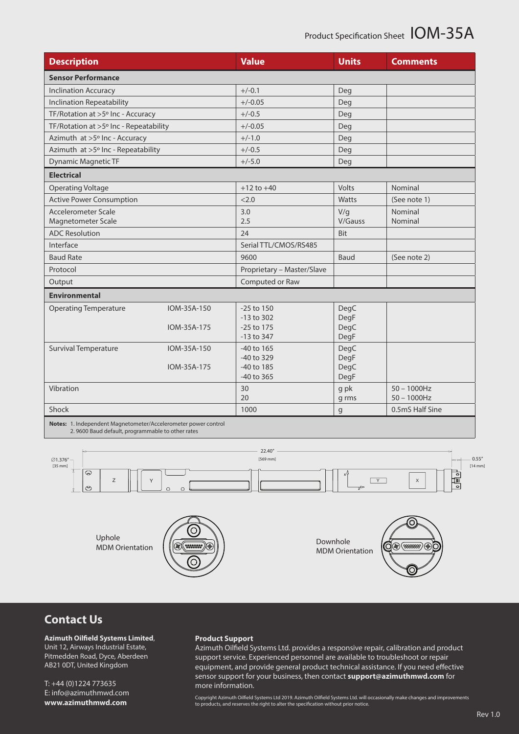Product Specification Sheet **IOM-35A**

| Description | | Value | Units | Comments |
|---|---|---|---|---|
| **Sensor Performance** | | | | |
| Inclination Accuracy | | +/-0.1 | Deg | |
| Inclination Repeatability | | +/-0.05 | Deg | |
| TF/Rotation at >5º Inc - Accuracy | | +/-0.5 | Deg | |
| TF/Rotation at >5º Inc - Repeatability | | +/-0.05 | Deg | |
| Azimuth at >5º Inc - Accuracy | | +/-1.0 | Deg | |
| Azimuth at >5º Inc - Repeatability | | +/-0.5 | Deg | |
| Dynamic Magnetic TF | | +/-5.0 | Deg | |
| **Electrical** | | | | |
| Operating Voltage | | +12 to +40 | Volts | Nominal |
| Active Power Consumption | | <2.0 | Watts | (See note 1) |
| Accelerometer Scale<br>Magnetometer Scale | | 3.0<br>2.5 | V/g<br>V/Gauss | Nominal<br>Nominal |
| ADC Resolution | | 24 | Bit | |
| Interface | | Serial TTL/CMOS/RS485 | | |
| Baud Rate | | 9600 | Baud | (See note 2) |
| Protocol | | Proprietary – Master/Slave | | |
| Output | | Computed or Raw | | |
| **Environmental** | | | | |
| Operating Temperature | IOM-35A-150<br><br>IOM-35A-175 | -25 to 150<br>-13 to 302<br>-25 to 175<br>-13 to 347 | DegC<br>DegF<br>DegC<br>DegF | |
| Survival Temperature | IOM-35A-150<br><br>IOM-35A-175 | -40 to 165<br>-40 to 329<br>-40 to 185<br>-40 to 365 | DegC<br>DegF<br>DegC<br>DegF | |
| Vibration | | 30<br>20 | g pk<br>g rms | 50 – 1000Hz<br>50 – 1000Hz |
| Shock | | 1000 | g | 0.5mS Half Sine |

**Notes:** 1. Independent Magnetometer/Accelerometer power control
2. 9600 Baud default, programmable to other rates

Ø1.376" [35 mm]
22.40" [569 mm]
0.55" [14 mm]
Z
Y
Y
X

Uphole MDM Orientation

Downhole MDM Orientation

## Contact Us

**Azimuth Oilfield Systems Limited**,
Unit 12, Airways Industrial Estate,
Pitmedden Road, Dyce, Aberdeen
AB21 0DT, United Kingdom

T: +44 (0)1224 773635
E: info@azimuthmwd.com
**www.azimuthmwd.com**

**Product Support**

Azimuth Oilfield Systems Ltd. provides a responsive repair, calibration and product support service. Experienced personnel are available to troubleshoot or repair equipment, and provide general product technical assistance. If you need effective sensor support for your business, then contact **support@azimuthmwd.com** for more information.

Copyright Azimuth Oilfield Systems Ltd 2019. Azimuth Oilfield Systems Ltd. will occasionally make changes and improvements to products, and reserves the right to alter the specification without prior notice.

Rev 1.0